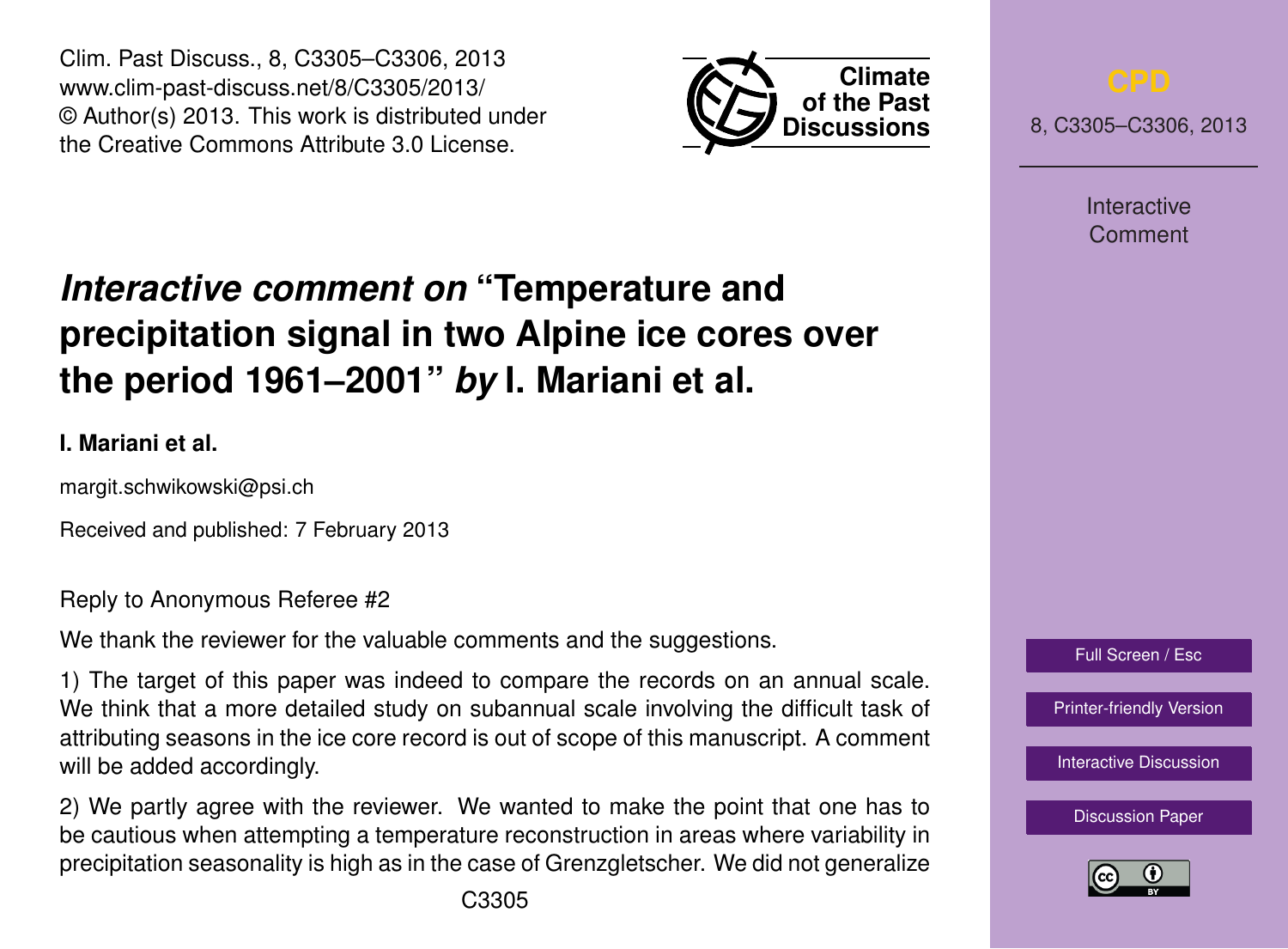Clim. Past Discuss., 8, C3305–C3306, 2013
www.clim-past-discuss.net/8/C3305/2013/
© Author(s) 2013. This work is distributed under the Creative Commons Attribute 3.0 License.

# *Interactive comment on* "Temperature and precipitation signal in two Alpine ice cores over the period 1961–2001" *by* I. Mariani et al.

**I. Mariani et al.**

margit.schwikowski@psi.ch

Received and published: 7 February 2013

Reply to Anonymous Referee #2

We thank the reviewer for the valuable comments and the suggestions.

1) The target of this paper was indeed to compare the records on an annual scale. We think that a more detailed study on subannual scale involving the difficult task of attributing seasons in the ice core record is out of scope of this manuscript. A comment will be added accordingly.

2) We partly agree with the reviewer. We wanted to make the point that one has to be cautious when attempting a temperature reconstruction in areas where variability in precipitation seasonality is high as in the case of Grenzgletscher. We did not generalize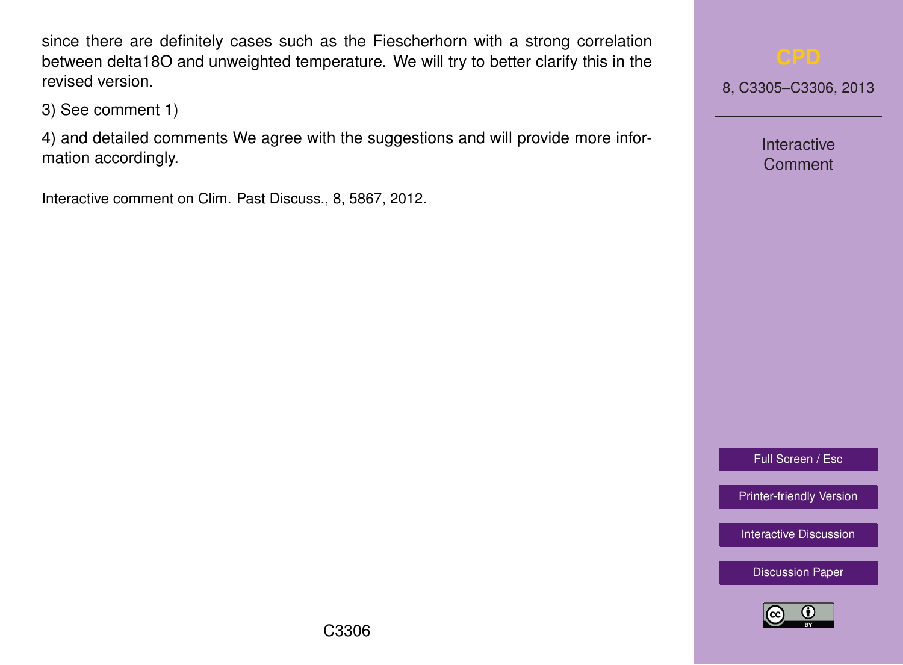since there are definitely cases such as the Fiescherhorn with a strong correlation between delta18O and unweighted temperature. We will try to better clarify this in the revised version.

3) See comment 1)

4) and detailed comments We agree with the suggestions and will provide more information accordingly.

---

Interactive comment on Clim. Past Discuss., 8, 5867, 2012.